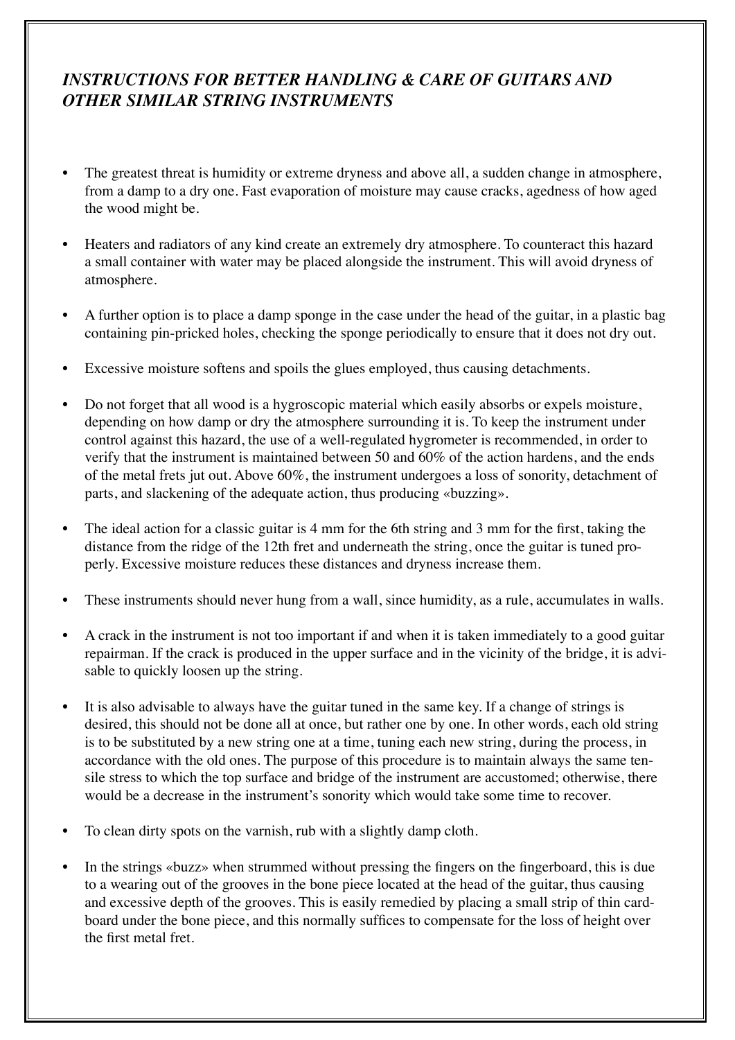# *INSTRUCTIONS FOR BETTER HANDLING & CARE OF GUITARS AND OTHER SIMILAR STRING INSTRUMENTS*

- The greatest threat is humidity or extreme dryness and above all, a sudden change in atmosphere, from a damp to a dry one. Fast evaporation of moisture may cause cracks, agedness of how aged the wood might be.

- Heaters and radiators of any kind create an extremely dry atmosphere. To counteract this hazard a small container with water may be placed alongside the instrument. This will avoid dryness of atmosphere.

- A further option is to place a damp sponge in the case under the head of the guitar, in a plastic bag containing pin-pricked holes, checking the sponge periodically to ensure that it does not dry out.

- Excessive moisture softens and spoils the glues employed, thus causing detachments.

- Do not forget that all wood is a hygroscopic material which easily absorbs or expels moisture, depending on how damp or dry the atmosphere surrounding it is. To keep the instrument under control against this hazard, the use of a well-regulated hygrometer is recommended, in order to verify that the instrument is maintained between 50 and 60% of the action hardens, and the ends of the metal frets jut out. Above 60%, the instrument undergoes a loss of sonority, detachment of parts, and slackening of the adequate action, thus producing «buzzing».

- The ideal action for a classic guitar is 4 mm for the 6th string and 3 mm for the first, taking the distance from the ridge of the 12th fret and underneath the string, once the guitar is tuned properly. Excessive moisture reduces these distances and dryness increase them.

- These instruments should never hung from a wall, since humidity, as a rule, accumulates in walls.

- A crack in the instrument is not too important if and when it is taken immediately to a good guitar repairman. If the crack is produced in the upper surface and in the vicinity of the bridge, it is advisable to quickly loosen up the string.

- It is also advisable to always have the guitar tuned in the same key. If a change of strings is desired, this should not be done all at once, but rather one by one. In other words, each old string is to be substituted by a new string one at a time, tuning each new string, during the process, in accordance with the old ones. The purpose of this procedure is to maintain always the same tensile stress to which the top surface and bridge of the instrument are accustomed; otherwise, there would be a decrease in the instrument's sonority which would take some time to recover.

- To clean dirty spots on the varnish, rub with a slightly damp cloth.

- In the strings «buzz» when strummed without pressing the fingers on the fingerboard, this is due to a wearing out of the grooves in the bone piece located at the head of the guitar, thus causing and excessive depth of the grooves. This is easily remedied by placing a small strip of thin cardboard under the bone piece, and this normally suffices to compensate for the loss of height over the first metal fret.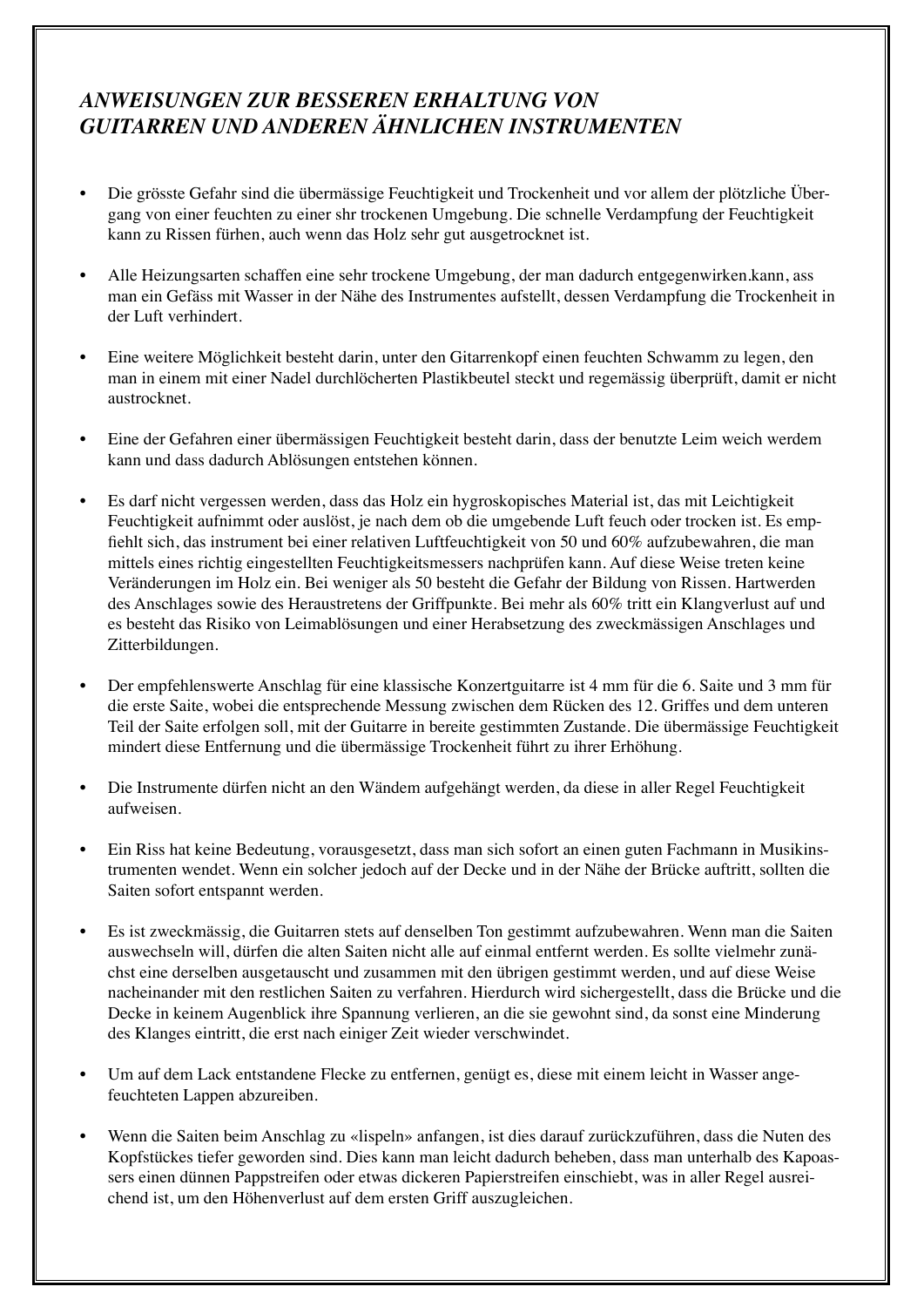## *ANWEISUNGEN ZUR BESSEREN ERHALTUNG VON GUITARREN UND ANDEREN ÄHNLICHEN INSTRUMENTEN*

- Die grösste Gefahr sind die übermässige Feuchtigkeit und Trockenheit und vor allem der plötzliche Übergang von einer feuchten zu einer shr trockenen Umgebung. Die schnelle Verdampfung der Feuchtigkeit kann zu Rissen fürhen, auch wenn das Holz sehr gut ausgetrocknet ist.

- Alle Heizungsarten schaffen eine sehr trockene Umgebung, der man dadurch entgegenwirken.kann, ass man ein Gefäss mit Wasser in der Nähe des Instrumentes aufstellt, dessen Verdampfung die Trockenheit in der Luft verhindert.

- Eine weitere Möglichkeit besteht darin, unter den Gitarrenkopf einen feuchten Schwamm zu legen, den man in einem mit einer Nadel durchlöcherten Plastikbeutel steckt und regemässig überprüft, damit er nicht austrocknet.

- Eine der Gefahren einer übermässigen Feuchtigkeit besteht darin, dass der benutzte Leim weich werdem kann und dass dadurch Ablösungen entstehen können.

- Es darf nicht vergessen werden, dass das Holz ein hygroskopisches Material ist, das mit Leichtigkeit Feuchtigkeit aufnimmt oder auslöst, je nach dem ob die umgebende Luft feuch oder trocken ist. Es empfiehlt sich, das instrument bei einer relativen Luftfeuchtigkeit von 50 und 60% aufzubewahren, die man mittels eines richtig eingestellten Feuchtigkeitsmessers nachprüfen kann. Auf diese Weise treten keine Veränderungen im Holz ein. Bei weniger als 50 besteht die Gefahr der Bildung von Rissen. Hartwerden des Anschlages sowie des Heraustretens der Griffpunkte. Bei mehr als 60% tritt ein Klangverlust auf und es besteht das Risiko von Leimablösungen und einer Herabsetzung des zweckmässigen Anschlages und Zitterbildungen.

- Der empfehlenswerte Anschlag für eine klassische Konzertguitarre ist 4 mm für die 6. Saite und 3 mm für die erste Saite, wobei die entsprechende Messung zwischen dem Rücken des 12. Griffes und dem unteren Teil der Saite erfolgen soll, mit der Guitarre in bereite gestimmten Zustande. Die übermässige Feuchtigkeit mindert diese Entfernung und die übermässige Trockenheit führt zu ihrer Erhöhung.

- Die Instrumente dürfen nicht an den Wändem aufgehängt werden, da diese in aller Regel Feuchtigkeit aufweisen.

- Ein Riss hat keine Bedeutung, vorausgesetzt, dass man sich sofort an einen guten Fachmann in Musikinstrumenten wendet. Wenn ein solcher jedoch auf der Decke und in der Nähe der Brücke auftritt, sollten die Saiten sofort entspannt werden.

- Es ist zweckmässig, die Guitarren stets auf denselben Ton gestimmt aufzubewahren. Wenn man die Saiten auswechseln will, dürfen die alten Saiten nicht alle auf einmal entfernt werden. Es sollte vielmehr zunächst eine derselben ausgetauscht und zusammen mit den übrigen gestimmt werden, und auf diese Weise nacheinander mit den restlichen Saiten zu verfahren. Hierdurch wird sichergestellt, dass die Brücke und die Decke in keinem Augenblick ihre Spannung verlieren, an die sie gewohnt sind, da sonst eine Minderung des Klanges eintritt, die erst nach einiger Zeit wieder verschwindet.

- Um auf dem Lack entstandene Flecke zu entfernen, genügt es, diese mit einem leicht in Wasser angefeuchteten Lappen abzureiben.

- Wenn die Saiten beim Anschlag zu «lispeln» anfangen, ist dies darauf zurückzuführen, dass die Nuten des Kopfstückes tiefer geworden sind. Dies kann man leicht dadurch beheben, dass man unterhalb des Kapoassers einen dünnen Pappstreifen oder etwas dickeren Papierstreifen einschiebt, was in aller Regel ausreichend ist, um den Höhenverlust auf dem ersten Griff auszugleichen.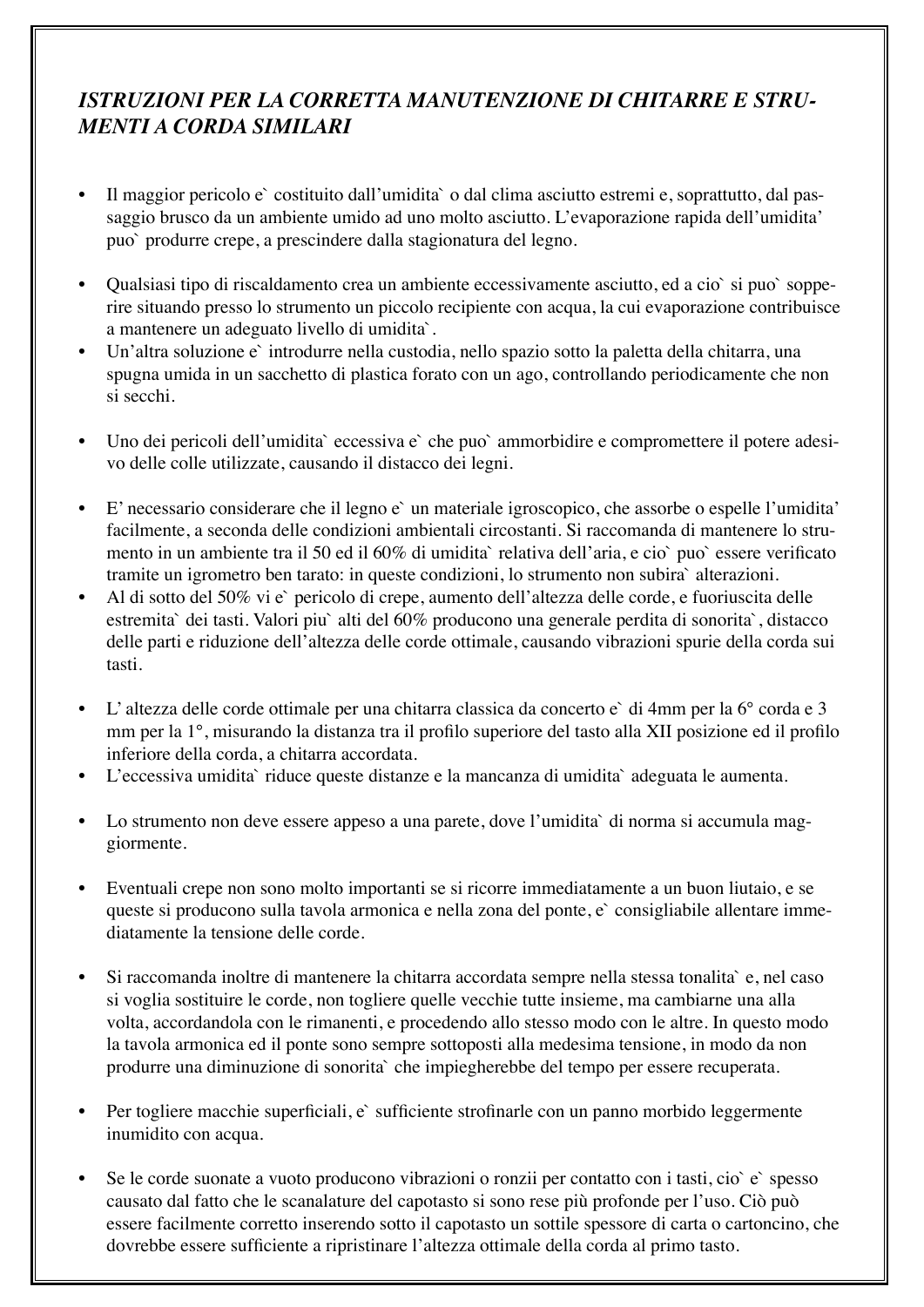## *ISTRUZIONI PER LA CORRETTA MANUTENZIONE DI CHITARRE E STRUMENTI A CORDA SIMILARI*

- Il maggior pericolo e` costituito dall'umidita` o dal clima asciutto estremi e, soprattutto, dal passaggio brusco da un ambiente umido ad uno molto asciutto. L'evaporazione rapida dell'umidita' puo` produrre crepe, a prescindere dalla stagionatura del legno.

- Qualsiasi tipo di riscaldamento crea un ambiente eccessivamente asciutto, ed a cio` si puo` sopperire situando presso lo strumento un piccolo recipiente con acqua, la cui evaporazione contribuisce a mantenere un adeguato livello di umidita`.
- Un'altra soluzione e` introdurre nella custodia, nello spazio sotto la paletta della chitarra, una spugna umida in un sacchetto di plastica forato con un ago, controllando periodicamente che non si secchi.

- Uno dei pericoli dell'umidita` eccessiva e` che puo` ammorbidire e compromettere il potere adesivo delle colle utilizzate, causando il distacco dei legni.

- E' necessario considerare che il legno e` un materiale igroscopico, che assorbe o espelle l'umidita' facilmente, a seconda delle condizioni ambientali circostanti. Si raccomanda di mantenere lo strumento in un ambiente tra il 50 ed il 60% di umidita` relativa dell'aria, e cio` puo` essere verificato tramite un igrometro ben tarato: in queste condizioni, lo strumento non subira` alterazioni.
- Al di sotto del 50% vi e` pericolo di crepe, aumento dell'altezza delle corde, e fuoriuscita delle estremita` dei tasti. Valori piu` alti del 60% producono una generale perdita di sonorita`, distacco delle parti e riduzione dell'altezza delle corde ottimale, causando vibrazioni spurie della corda sui tasti.

- L' altezza delle corde ottimale per una chitarra classica da concerto e` di 4mm per la 6° corda e 3 mm per la 1°, misurando la distanza tra il profilo superiore del tasto alla XII posizione ed il profilo inferiore della corda, a chitarra accordata.
- L'eccessiva umidita` riduce queste distanze e la mancanza di umidita` adeguata le aumenta.

- Lo strumento non deve essere appeso a una parete, dove l'umidita` di norma si accumula maggiormente.

- Eventuali crepe non sono molto importanti se si ricorre immediatamente a un buon liutaio, e se queste si producono sulla tavola armonica e nella zona del ponte, e` consigliabile allentare immediatamente la tensione delle corde.

- Si raccomanda inoltre di mantenere la chitarra accordata sempre nella stessa tonalita` e, nel caso si voglia sostituire le corde, non togliere quelle vecchie tutte insieme, ma cambiarne una alla volta, accordandola con le rimanenti, e procedendo allo stesso modo con le altre. In questo modo la tavola armonica ed il ponte sono sempre sottoposti alla medesima tensione, in modo da non produrre una diminuzione di sonorita` che impiegherebbe del tempo per essere recuperata.

- Per togliere macchie superficiali, e` sufficiente strofinarle con un panno morbido leggermente inumidito con acqua.

- Se le corde suonate a vuoto producono vibrazioni o ronzii per contatto con i tasti, cio` e` spesso causato dal fatto che le scanalature del capotasto si sono rese più profonde per l'uso. Ciò può essere facilmente corretto inserendo sotto il capotasto un sottile spessore di carta o cartoncino, che dovrebbe essere sufficiente a ripristinare l'altezza ottimale della corda al primo tasto.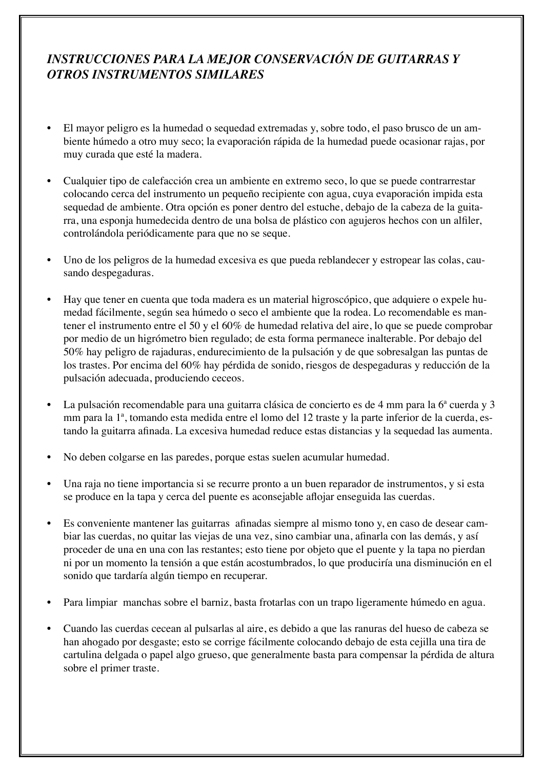## *INSTRUCCIONES PARA LA MEJOR CONSERVACIÓN DE GUITARRAS Y OTROS INSTRUMENTOS SIMILARES*

- El mayor peligro es la humedad o sequedad extremadas y, sobre todo, el paso brusco de un ambiente húmedo a otro muy seco; la evaporación rápida de la humedad puede ocasionar rajas, por muy curada que esté la madera.

- Cualquier tipo de calefacción crea un ambiente en extremo seco, lo que se puede contrarrestar colocando cerca del instrumento un pequeño recipiente con agua, cuya evaporación impida esta sequedad de ambiente. Otra opción es poner dentro del estuche, debajo de la cabeza de la guitarra, una esponja humedecida dentro de una bolsa de plástico con agujeros hechos con un alfiler, controlándola periódicamente para que no se seque.

- Uno de los peligros de la humedad excesiva es que pueda reblandecer y estropear las colas, causando despegaduras.

- Hay que tener en cuenta que toda madera es un material higroscópico, que adquiere o expele humedad fácilmente, según sea húmedo o seco el ambiente que la rodea. Lo recomendable es mantener el instrumento entre el 50 y el 60% de humedad relativa del aire, lo que se puede comprobar por medio de un higrómetro bien regulado; de esta forma permanece inalterable. Por debajo del 50% hay peligro de rajaduras, endurecimiento de la pulsación y de que sobresalgan las puntas de los trastes. Por encima del 60% hay pérdida de sonido, riesgos de despegaduras y reducción de la pulsación adecuada, produciendo ceceos.

- La pulsación recomendable para una guitarra clásica de concierto es de 4 mm para la 6ª cuerda y 3 mm para la 1ª, tomando esta medida entre el lomo del 12 traste y la parte inferior de la cuerda, estando la guitarra afinada. La excesiva humedad reduce estas distancias y la sequedad las aumenta.

- No deben colgarse en las paredes, porque estas suelen acumular humedad.

- Una raja no tiene importancia si se recurre pronto a un buen reparador de instrumentos, y si esta se produce en la tapa y cerca del puente es aconsejable aflojar enseguida las cuerdas.

- Es conveniente mantener las guitarras afinadas siempre al mismo tono y, en caso de desear cambiar las cuerdas, no quitar las viejas de una vez, sino cambiar una, afinarla con las demás, y así proceder de una en una con las restantes; esto tiene por objeto que el puente y la tapa no pierdan ni por un momento la tensión a que están acostumbrados, lo que produciría una disminución en el sonido que tardaría algún tiempo en recuperar.

- Para limpiar manchas sobre el barniz, basta frotarlas con un trapo ligeramente húmedo en agua.

- Cuando las cuerdas cecean al pulsarlas al aire, es debido a que las ranuras del hueso de cabeza se han ahogado por desgaste; esto se corrige fácilmente colocando debajo de esta cejilla una tira de cartulina delgada o papel algo grueso, que generalmente basta para compensar la pérdida de altura sobre el primer traste.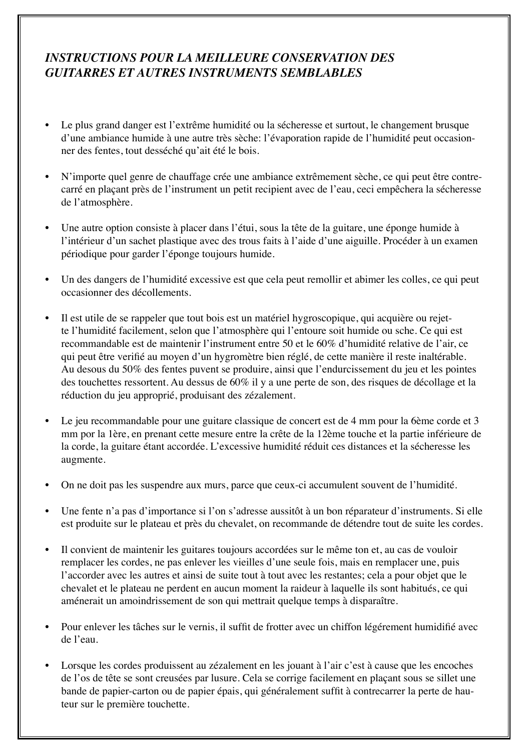## *INSTRUCTIONS POUR LA MEILLEURE CONSERVATION DES GUITARRES ET AUTRES INSTRUMENTS SEMBLABLES*

- Le plus grand danger est l'extrême humidité ou la sécheresse et surtout, le changement brusque d'une ambiance humide à une autre très sèche: l'évaporation rapide de l'humidité peut occasionner des fentes, tout desséché qu'ait été le bois.

- N'importe quel genre de chauffage crée une ambiance extrêmement sèche, ce qui peut être contrecarré en plaçant près de l'instrument un petit recipient avec de l'eau, ceci empêchera la sécheresse de l'atmosphère.

- Une autre option consiste à placer dans l'étui, sous la tête de la guitare, une éponge humide à l'intérieur d'un sachet plastique avec des trous faits à l'aide d'une aiguille. Procéder à un examen périodique pour garder l'éponge toujours humide.

- Un des dangers de l'humidité excessive est que cela peut remollir et abimer les colles, ce qui peut occasionner des décollements.

- Il est utile de se rappeler que tout bois est un matériel hygroscopique, qui acquière ou rejette l'humidité facilement, selon que l'atmosphère qui l'entoure soit humide ou sche. Ce qui est recommandable est de maintenir l'instrument entre 50 et le 60% d'humidité relative de l'air, ce qui peut être verifié au moyen d'un hygromètre bien réglé, de cette manière il reste inaltérable. Au desous du 50% des fentes puvent se produire, ainsi que l'endurcissement du jeu et les pointes des touchettes ressortent. Au dessus de 60% il y a une perte de son, des risques de décollage et la réduction du jeu approprié, produisant des zézalement.

- Le jeu recommandable pour une guitare classique de concert est de 4 mm pour la 6ème corde et 3 mm por la 1ère, en prenant cette mesure entre la crête de la 12ème touche et la partie inférieure de la corde, la guitare étant accordée. L'excessive humidité réduit ces distances et la sécheresse les augmente.

- On ne doit pas les suspendre aux murs, parce que ceux-ci accumulent souvent de l'humidité.

- Une fente n'a pas d'importance si l'on s'adresse aussitôt à un bon réparateur d'instruments. Si elle est produite sur le plateau et près du chevalet, on recommande de détendre tout de suite les cordes.

- Il convient de maintenir les guitares toujours accordées sur le même ton et, au cas de vouloir remplacer les cordes, ne pas enlever les vieilles d'une seule fois, mais en remplacer une, puis l'accorder avec les autres et ainsi de suite tout à tout avec les restantes; cela a pour objet que le chevalet et le plateau ne perdent en aucun moment la raideur à laquelle ils sont habitués, ce qui aménerait un amoindrissement de son qui mettrait quelque temps à disparaître.

- Pour enlever les tâches sur le vernis, il suffit de frotter avec un chiffon légérement humidifié avec de l'eau.

- Lorsque les cordes produissent au zézalement en les jouant à l'air c'est à cause que les encoches de l'os de tête se sont creusées par lusure. Cela se corrige facilement en plaçant sous se sillet une bande de papier-carton ou de papier épais, qui généralement suffit à contrecarrer la perte de hauteur sur le première touchette.